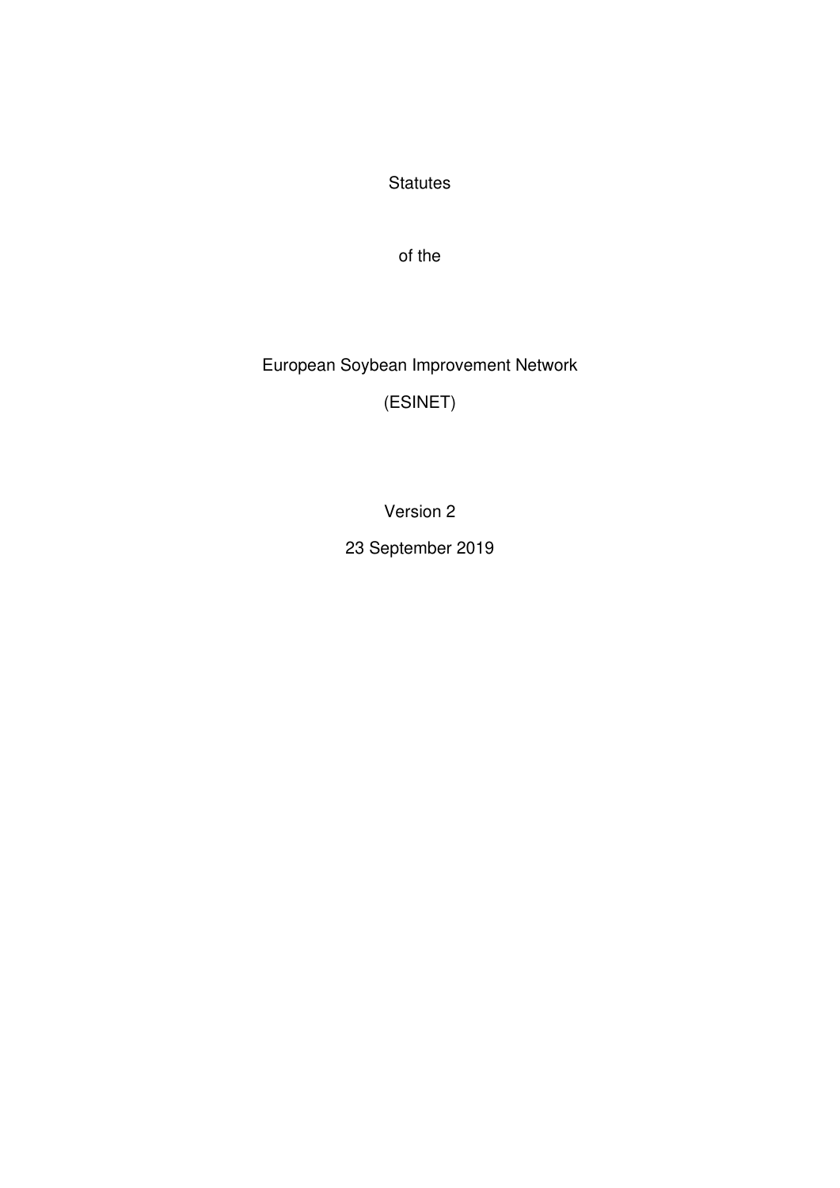Statutes

of the

# European Soybean Improvement Network

(ESINET)

Version 2

23 September 2019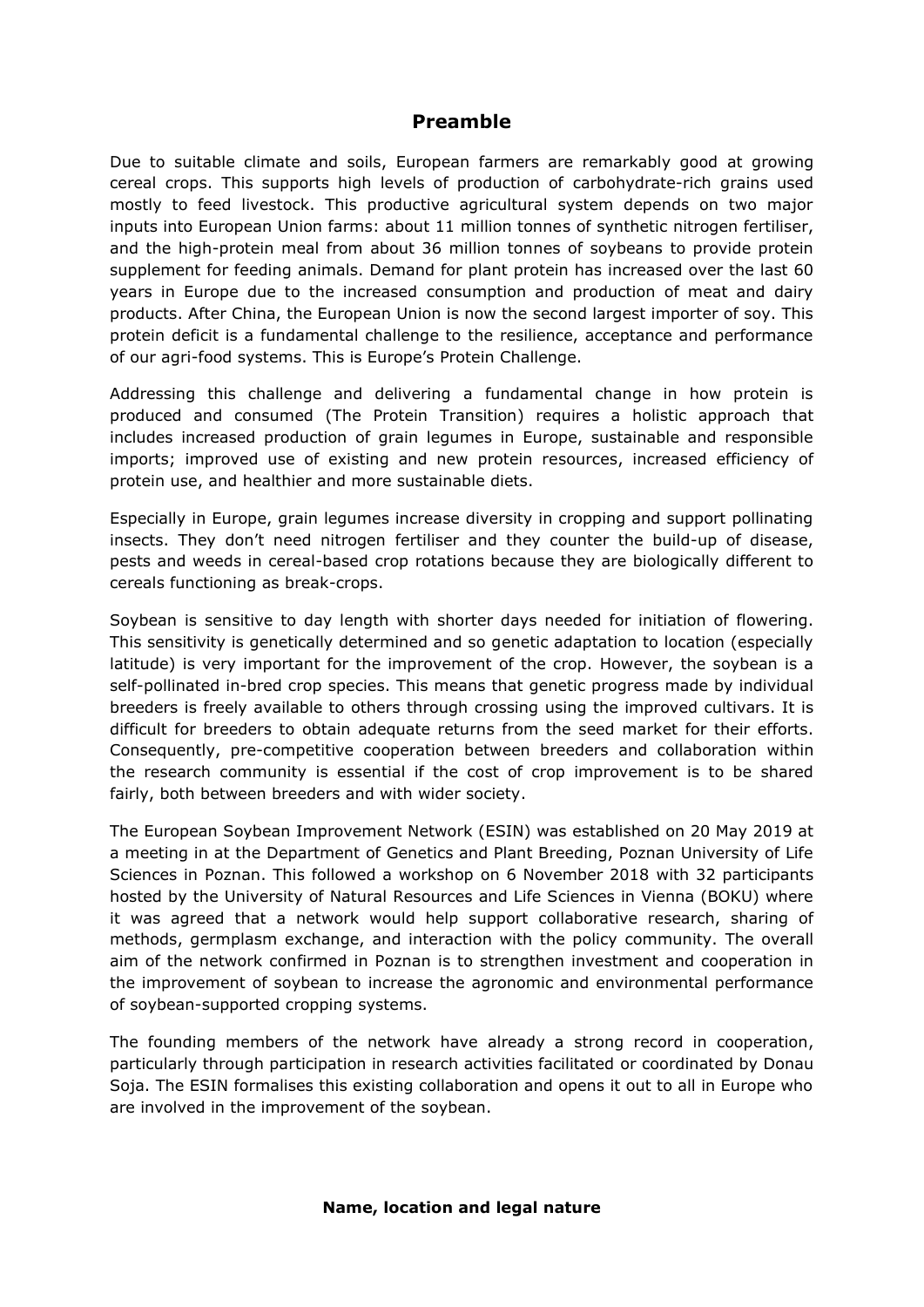## Preamble

Due to suitable climate and soils, European farmers are remarkably good at growing cereal crops. This supports high levels of production of carbohydrate-rich grains used mostly to feed livestock. This productive agricultural system depends on two major inputs into European Union farms: about 11 million tonnes of synthetic nitrogen fertiliser, and the high-protein meal from about 36 million tonnes of soybeans to provide protein supplement for feeding animals. Demand for plant protein has increased over the last 60 years in Europe due to the increased consumption and production of meat and dairy products. After China, the European Union is now the second largest importer of soy. This protein deficit is a fundamental challenge to the resilience, acceptance and performance of our agri-food systems. This is Europe's Protein Challenge.

Addressing this challenge and delivering a fundamental change in how protein is produced and consumed (The Protein Transition) requires a holistic approach that includes increased production of grain legumes in Europe, sustainable and responsible imports; improved use of existing and new protein resources, increased efficiency of protein use, and healthier and more sustainable diets.

Especially in Europe, grain legumes increase diversity in cropping and support pollinating insects. They don't need nitrogen fertiliser and they counter the build-up of disease, pests and weeds in cereal-based crop rotations because they are biologically different to cereals functioning as break-crops.

Soybean is sensitive to day length with shorter days needed for initiation of flowering. This sensitivity is genetically determined and so genetic adaptation to location (especially latitude) is very important for the improvement of the crop. However, the soybean is a self-pollinated in-bred crop species. This means that genetic progress made by individual breeders is freely available to others through crossing using the improved cultivars. It is difficult for breeders to obtain adequate returns from the seed market for their efforts. Consequently, pre-competitive cooperation between breeders and collaboration within the research community is essential if the cost of crop improvement is to be shared fairly, both between breeders and with wider society.

The European Soybean Improvement Network (ESIN) was established on 20 May 2019 at a meeting in at the Department of Genetics and Plant Breeding, Poznan University of Life Sciences in Poznan. This followed a workshop on 6 November 2018 with 32 participants hosted by the University of Natural Resources and Life Sciences in Vienna (BOKU) where it was agreed that a network would help support collaborative research, sharing of methods, germplasm exchange, and interaction with the policy community. The overall aim of the network confirmed in Poznan is to strengthen investment and cooperation in the improvement of soybean to increase the agronomic and environmental performance of soybean-supported cropping systems.

The founding members of the network have already a strong record in cooperation, particularly through participation in research activities facilitated or coordinated by Donau Soja. The ESIN formalises this existing collaboration and opens it out to all in Europe who are involved in the improvement of the soybean.

**Name, location and legal nature**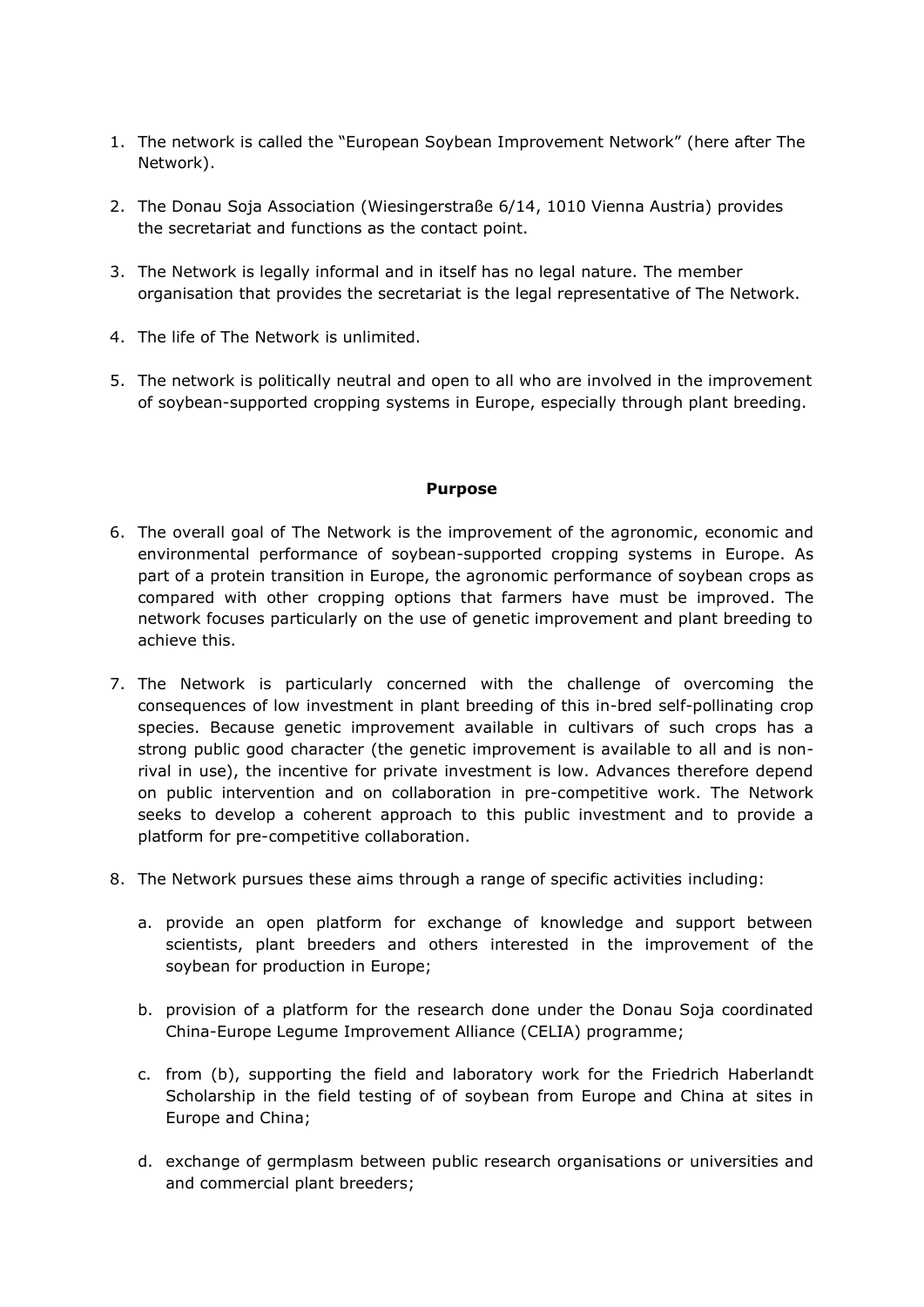1. The network is called the "European Soybean Improvement Network" (here after The Network).

2. The Donau Soja Association (Wiesingerstraße 6/14, 1010 Vienna Austria) provides the secretariat and functions as the contact point.

3. The Network is legally informal and in itself has no legal nature. The member organisation that provides the secretariat is the legal representative of The Network.

4. The life of The Network is unlimited.

5. The network is politically neutral and open to all who are involved in the improvement of soybean-supported cropping systems in Europe, especially through plant breeding.

**Purpose**

6. The overall goal of The Network is the improvement of the agronomic, economic and environmental performance of soybean-supported cropping systems in Europe. As part of a protein transition in Europe, the agronomic performance of soybean crops as compared with other cropping options that farmers have must be improved. The network focuses particularly on the use of genetic improvement and plant breeding to achieve this.

7. The Network is particularly concerned with the challenge of overcoming the consequences of low investment in plant breeding of this in-bred self-pollinating crop species. Because genetic improvement available in cultivars of such crops has a strong public good character (the genetic improvement is available to all and is non-rival in use), the incentive for private investment is low. Advances therefore depend on public intervention and on collaboration in pre-competitive work. The Network seeks to develop a coherent approach to this public investment and to provide a platform for pre-competitive collaboration.

8. The Network pursues these aims through a range of specific activities including:

    a. provide an open platform for exchange of knowledge and support between scientists, plant breeders and others interested in the improvement of the soybean for production in Europe;

    b. provision of a platform for the research done under the Donau Soja coordinated China-Europe Legume Improvement Alliance (CELIA) programme;

    c. from (b), supporting the field and laboratory work for the Friedrich Haberlandt Scholarship in the field testing of of soybean from Europe and China at sites in Europe and China;

    d. exchange of germplasm between public research organisations or universities and and commercial plant breeders;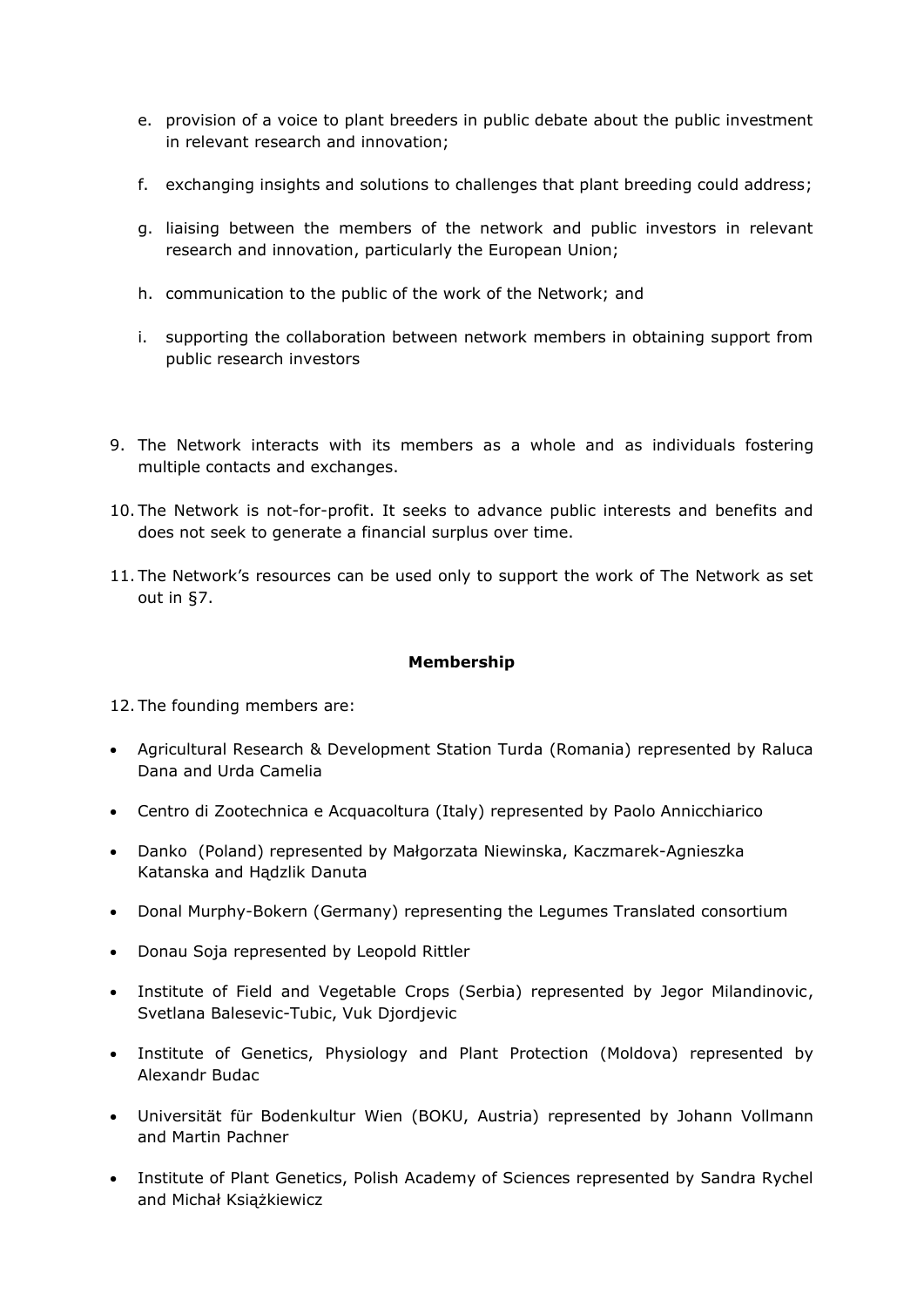e. provision of a voice to plant breeders in public debate about the public investment in relevant research and innovation;

f. exchanging insights and solutions to challenges that plant breeding could address;

g. liaising between the members of the network and public investors in relevant research and innovation, particularly the European Union;

h. communication to the public of the work of the Network; and

i. supporting the collaboration between network members in obtaining support from public research investors

9. The Network interacts with its members as a whole and as individuals fostering multiple contacts and exchanges.

10. The Network is not-for-profit. It seeks to advance public interests and benefits and does not seek to generate a financial surplus over time.

11. The Network's resources can be used only to support the work of The Network as set out in §7.

**Membership**

12. The founding members are:

- Agricultural Research & Development Station Turda (Romania) represented by Raluca Dana and Urda Camelia
- Centro di Zootechnica e Acquacoltura (Italy) represented by Paolo Annicchiarico
- Danko (Poland) represented by Małgorzata Niewinska, Kaczmarek-Agnieszka Katanska and Hądzlik Danuta
- Donal Murphy-Bokern (Germany) representing the Legumes Translated consortium
- Donau Soja represented by Leopold Rittler
- Institute of Field and Vegetable Crops (Serbia) represented by Jegor Milandinovic, Svetlana Balesevic-Tubic, Vuk Djordjevic
- Institute of Genetics, Physiology and Plant Protection (Moldova) represented by Alexandr Budac
- Universität für Bodenkultur Wien (BOKU, Austria) represented by Johann Vollmann and Martin Pachner
- Institute of Plant Genetics, Polish Academy of Sciences represented by Sandra Rychel and Michał Książkiewicz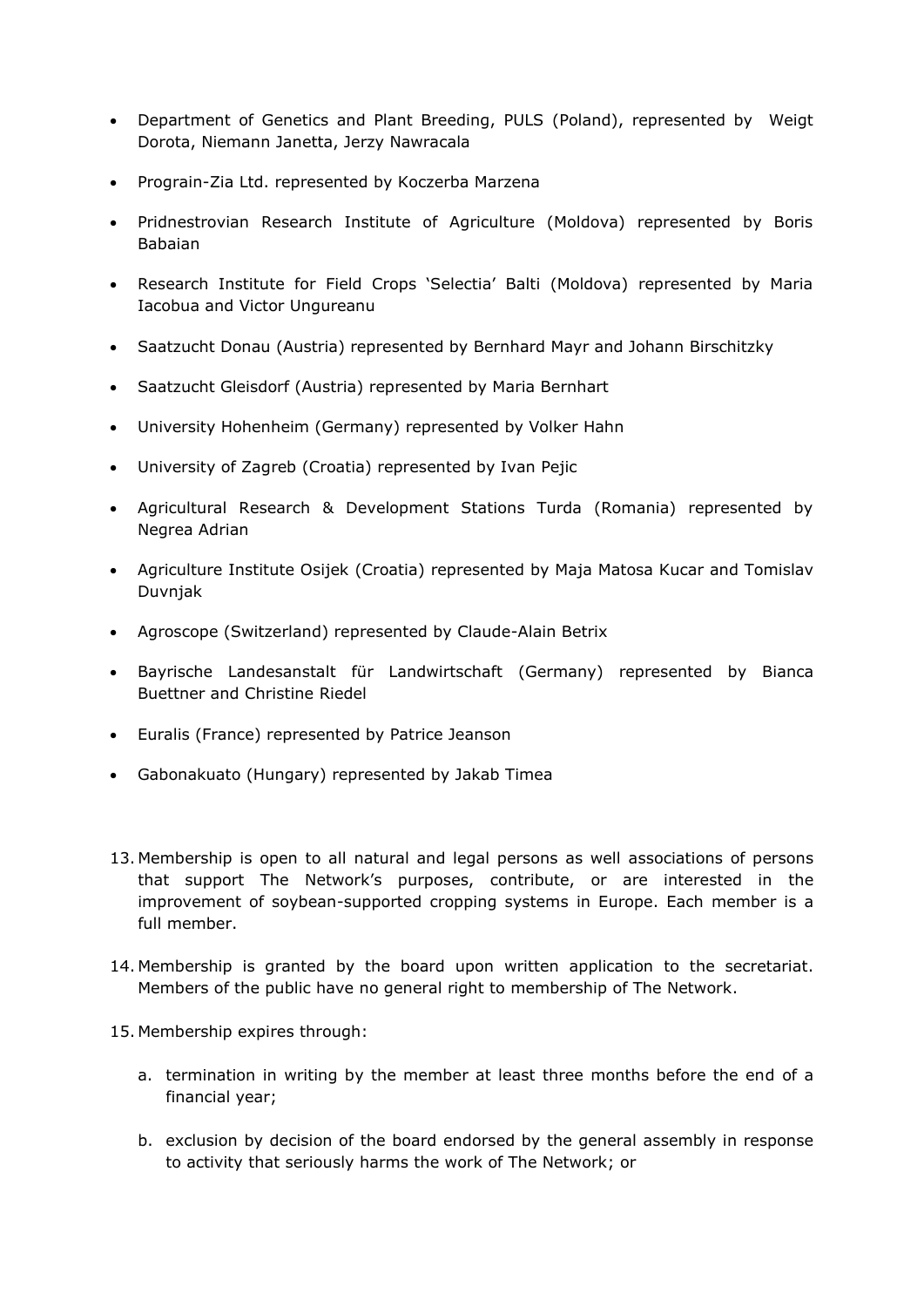- Department of Genetics and Plant Breeding, PULS (Poland), represented by Weigt Dorota, Niemann Janetta, Jerzy Nawracala
- Prograin-Zia Ltd. represented by Koczerba Marzena
- Pridnestrovian Research Institute of Agriculture (Moldova) represented by Boris Babaian
- Research Institute for Field Crops 'Selectia' Balti (Moldova) represented by Maria Iacobua and Victor Ungureanu
- Saatzucht Donau (Austria) represented by Bernhard Mayr and Johann Birschitzky
- Saatzucht Gleisdorf (Austria) represented by Maria Bernhart
- University Hohenheim (Germany) represented by Volker Hahn
- University of Zagreb (Croatia) represented by Ivan Pejic
- Agricultural Research & Development Stations Turda (Romania) represented by Negrea Adrian
- Agriculture Institute Osijek (Croatia) represented by Maja Matosa Kucar and Tomislav Duvnjak
- Agroscope (Switzerland) represented by Claude-Alain Betrix
- Bayrische Landesanstalt für Landwirtschaft (Germany) represented by Bianca Buettner and Christine Riedel
- Euralis (France) represented by Patrice Jeanson
- Gabonakuato (Hungary) represented by Jakab Timea

13. Membership is open to all natural and legal persons as well associations of persons that support The Network's purposes, contribute, or are interested in the improvement of soybean-supported cropping systems in Europe. Each member is a full member.

14. Membership is granted by the board upon written application to the secretariat. Members of the public have no general right to membership of The Network.

15. Membership expires through:

    a. termination in writing by the member at least three months before the end of a financial year;

    b. exclusion by decision of the board endorsed by the general assembly in response to activity that seriously harms the work of The Network; or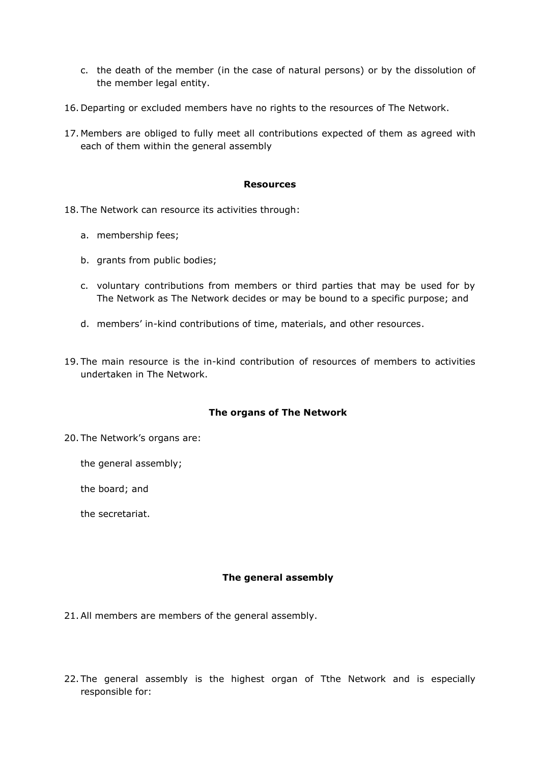c. the death of the member (in the case of natural persons) or by the dissolution of the member legal entity.

16. Departing or excluded members have no rights to the resources of The Network.

17. Members are obliged to fully meet all contributions expected of them as agreed with each of them within the general assembly

**Resources**

18. The Network can resource its activities through:

    a. membership fees;

    b. grants from public bodies;

    c. voluntary contributions from members or third parties that may be used for by The Network as The Network decides or may be bound to a specific purpose; and

    d. members' in-kind contributions of time, materials, and other resources.

19. The main resource is the in-kind contribution of resources of members to activities undertaken in The Network.

**The organs of The Network**

20. The Network's organs are:

    the general assembly;

    the board; and

    the secretariat.

**The general assembly**

21. All members are members of the general assembly.

22. The general assembly is the highest organ of Tthe Network and is especially responsible for: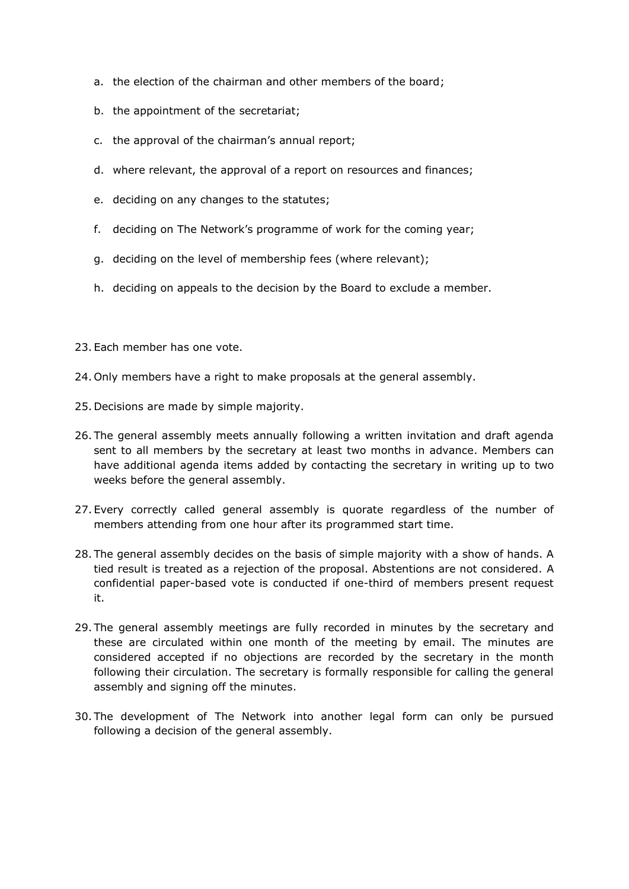a. the election of the chairman and other members of the board;

b. the appointment of the secretariat;

c. the approval of the chairman's annual report;

d. where relevant, the approval of a report on resources and finances;

e. deciding on any changes to the statutes;

f. deciding on The Network's programme of work for the coming year;

g. deciding on the level of membership fees (where relevant);

h. deciding on appeals to the decision by the Board to exclude a member.

23. Each member has one vote.

24. Only members have a right to make proposals at the general assembly.

25. Decisions are made by simple majority.

26. The general assembly meets annually following a written invitation and draft agenda sent to all members by the secretary at least two months in advance. Members can have additional agenda items added by contacting the secretary in writing up to two weeks before the general assembly.

27. Every correctly called general assembly is quorate regardless of the number of members attending from one hour after its programmed start time.

28. The general assembly decides on the basis of simple majority with a show of hands. A tied result is treated as a rejection of the proposal. Abstentions are not considered. A confidential paper-based vote is conducted if one-third of members present request it.

29. The general assembly meetings are fully recorded in minutes by the secretary and these are circulated within one month of the meeting by email. The minutes are considered accepted if no objections are recorded by the secretary in the month following their circulation. The secretary is formally responsible for calling the general assembly and signing off the minutes.

30. The development of The Network into another legal form can only be pursued following a decision of the general assembly.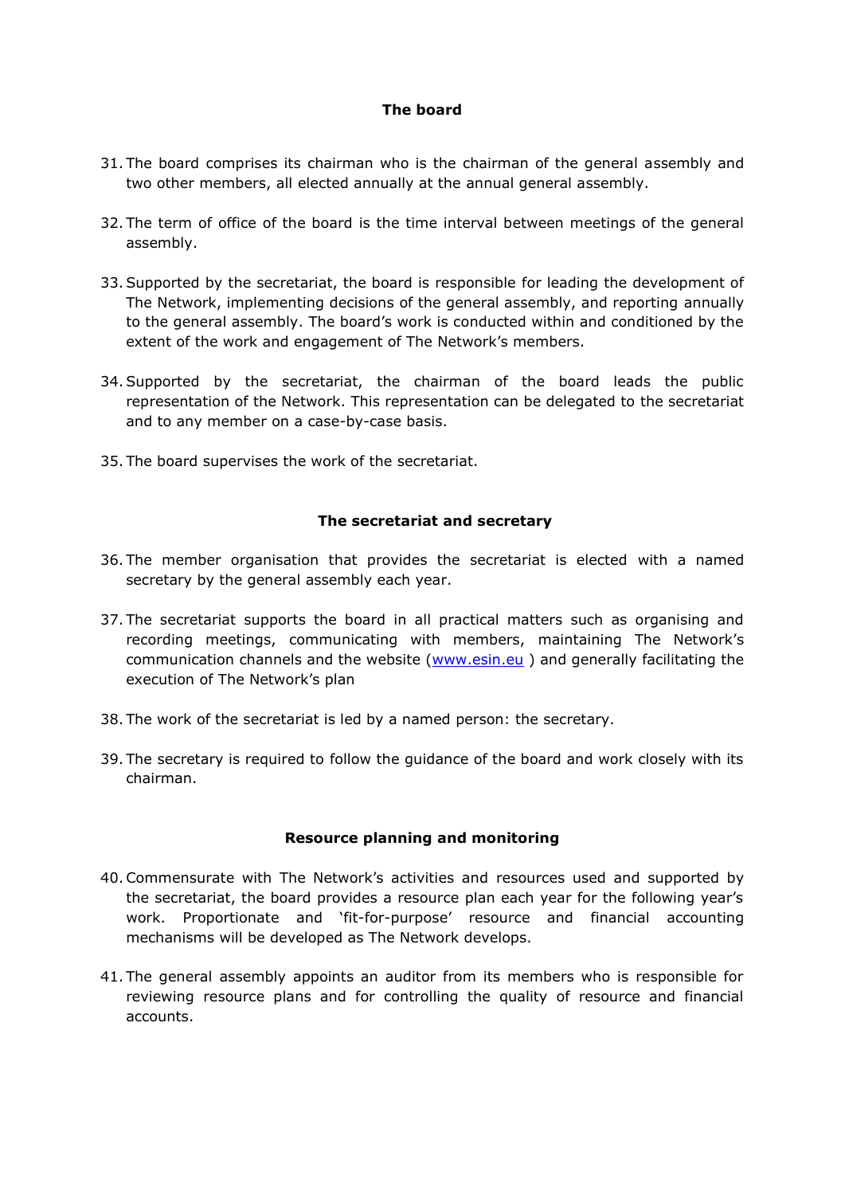## The board

31. The board comprises its chairman who is the chairman of the general assembly and two other members, all elected annually at the annual general assembly.

32. The term of office of the board is the time interval between meetings of the general assembly.

33. Supported by the secretariat, the board is responsible for leading the development of The Network, implementing decisions of the general assembly, and reporting annually to the general assembly. The board's work is conducted within and conditioned by the extent of the work and engagement of The Network's members.

34. Supported by the secretariat, the chairman of the board leads the public representation of the Network. This representation can be delegated to the secretariat and to any member on a case-by-case basis.

35. The board supervises the work of the secretariat.

## The secretariat and secretary

36. The member organisation that provides the secretariat is elected with a named secretary by the general assembly each year.

37. The secretariat supports the board in all practical matters such as organising and recording meetings, communicating with members, maintaining The Network's communication channels and the website ([www.esin.eu](www.esin.eu) ) and generally facilitating the execution of The Network's plan

38. The work of the secretariat is led by a named person: the secretary.

39. The secretary is required to follow the guidance of the board and work closely with its chairman.

## Resource planning and monitoring

40. Commensurate with The Network's activities and resources used and supported by the secretariat, the board provides a resource plan each year for the following year's work. Proportionate and 'fit-for-purpose' resource and financial accounting mechanisms will be developed as The Network develops.

41. The general assembly appoints an auditor from its members who is responsible for reviewing resource plans and for controlling the quality of resource and financial accounts.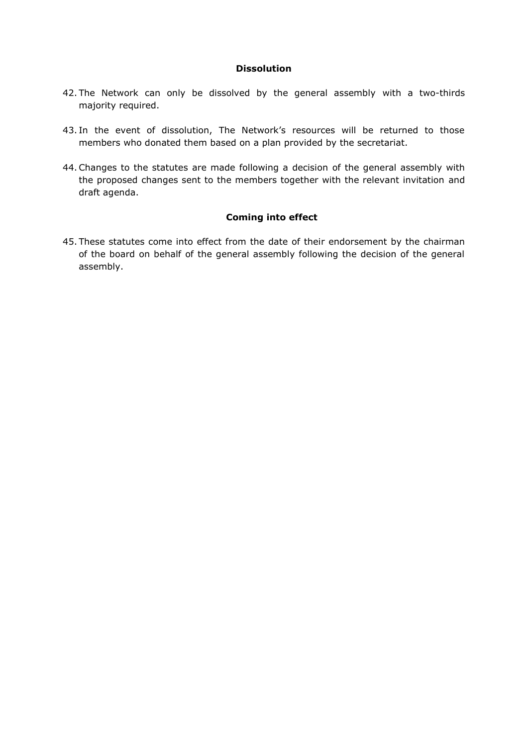**Dissolution**

42. The Network can only be dissolved by the general assembly with a two-thirds majority required.

43. In the event of dissolution, The Network's resources will be returned to those members who donated them based on a plan provided by the secretariat.

44. Changes to the statutes are made following a decision of the general assembly with the proposed changes sent to the members together with the relevant invitation and draft agenda.

**Coming into effect**

45. These statutes come into effect from the date of their endorsement by the chairman of the board on behalf of the general assembly following the decision of the general assembly.